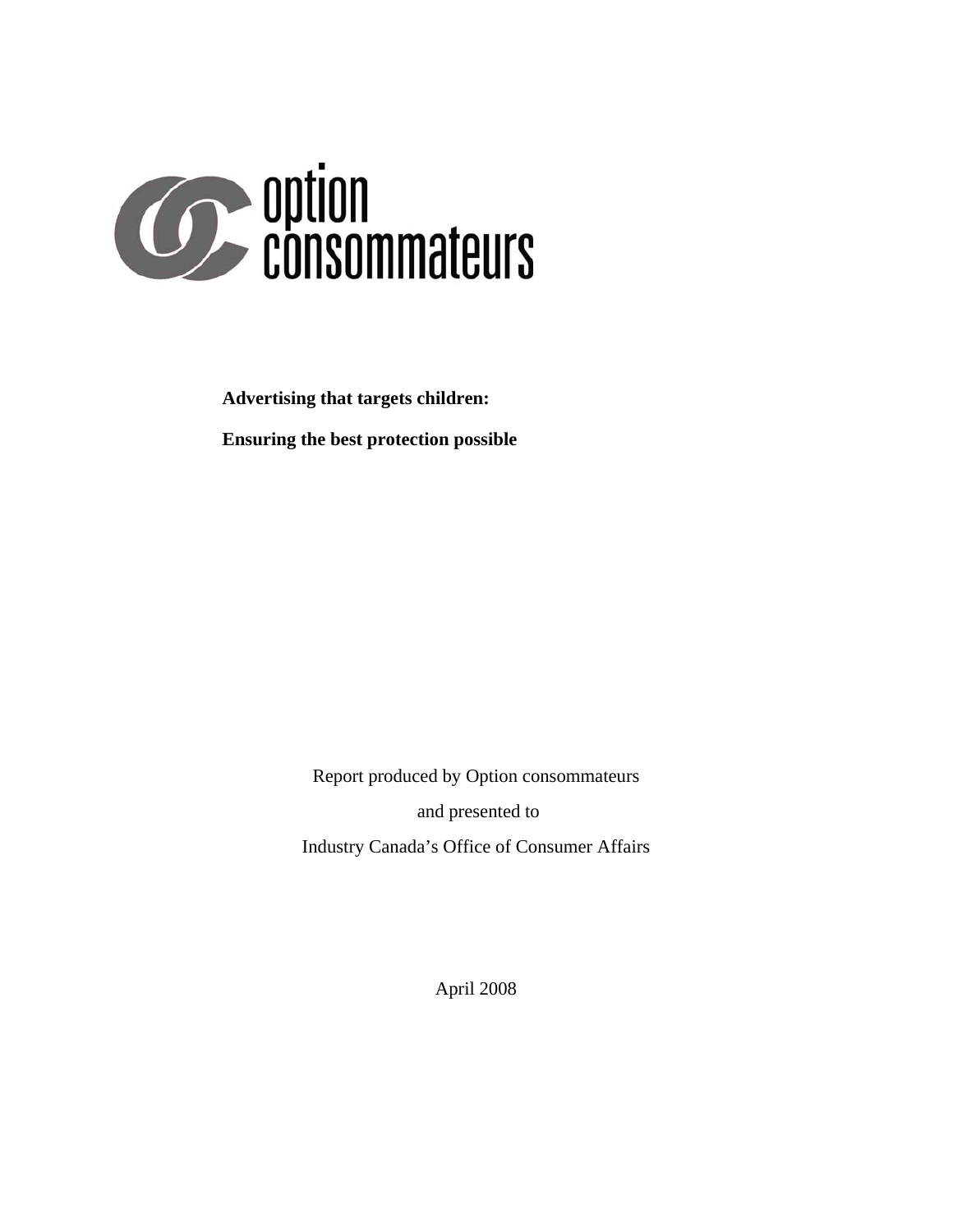option consommateurs

**Advertising that targets children:**

**Ensuring the best protection possible**

Report produced by Option consommateurs

and presented to

Industry Canada's Office of Consumer Affairs

April 2008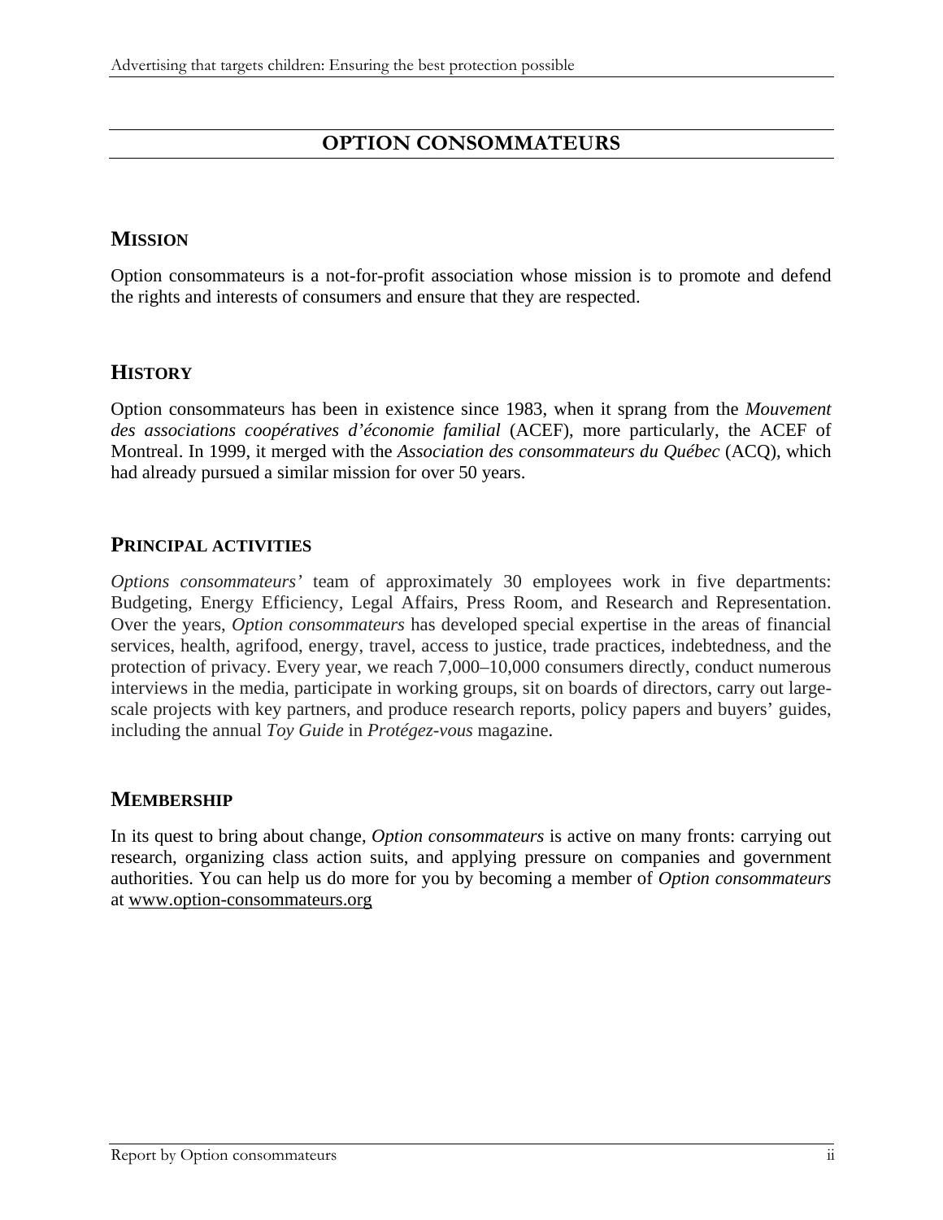# OPTION CONSOMMATEURS

## MISSION

Option consommateurs is a not-for-profit association whose mission is to promote and defend the rights and interests of consumers and ensure that they are respected.

## HISTORY

Option consommateurs has been in existence since 1983, when it sprang from the *Mouvement des associations coopératives d'économie familial* (ACEF), more particularly, the ACEF of Montreal. In 1999, it merged with the *Association des consommateurs du Québec* (ACQ), which had already pursued a similar mission for over 50 years.

## PRINCIPAL ACTIVITIES

*Options consommateurs'* team of approximately 30 employees work in five departments: Budgeting, Energy Efficiency, Legal Affairs, Press Room, and Research and Representation. Over the years, *Option consommateurs* has developed special expertise in the areas of financial services, health, agrifood, energy, travel, access to justice, trade practices, indebtedness, and the protection of privacy. Every year, we reach 7,000–10,000 consumers directly, conduct numerous interviews in the media, participate in working groups, sit on boards of directors, carry out large-scale projects with key partners, and produce research reports, policy papers and buyers' guides, including the annual *Toy Guide* in *Protégez-vous* magazine.

## MEMBERSHIP

In its quest to bring about change, *Option consommateurs* is active on many fronts: carrying out research, organizing class action suits, and applying pressure on companies and government authorities. You can help us do more for you by becoming a member of *Option consommateurs* at www.option-consommateurs.org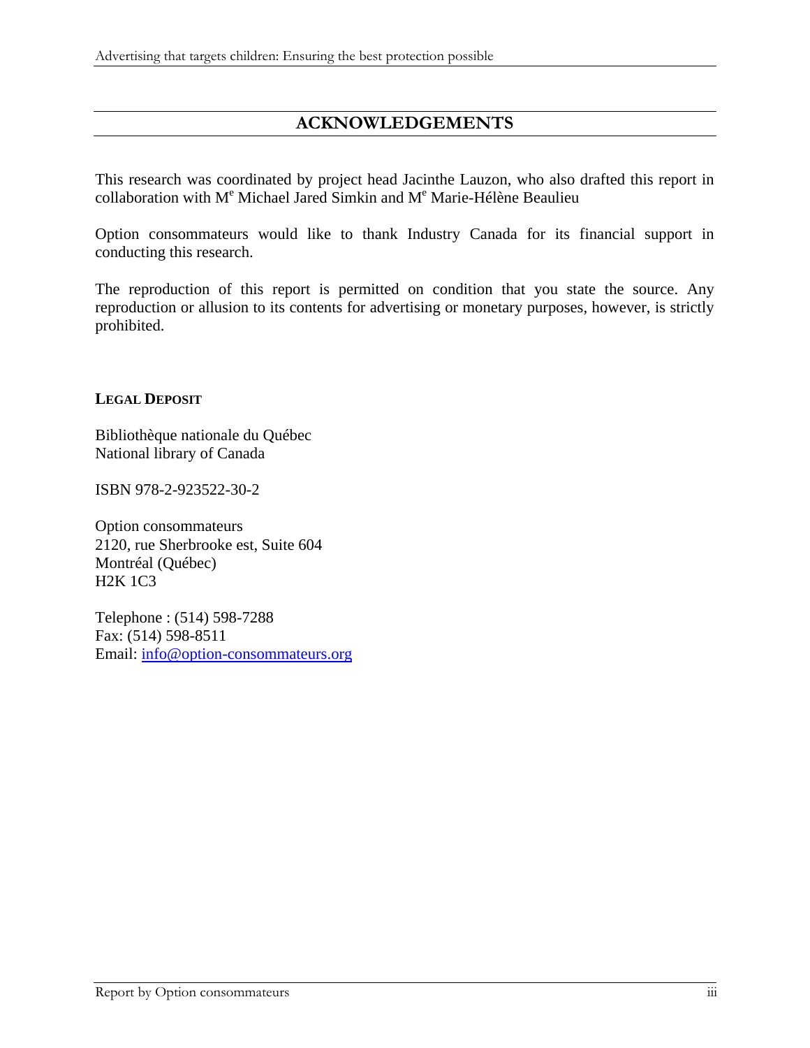## ACKNOWLEDGEMENTS

This research was coordinated by project head Jacinthe Lauzon, who also drafted this report in collaboration with M[e] Michael Jared Simkin and M[e] Marie-Hélène Beaulieu

Option consommateurs would like to thank Industry Canada for its financial support in conducting this research.

The reproduction of this report is permitted on condition that you state the source. Any reproduction or allusion to its contents for advertising or monetary purposes, however, is strictly prohibited.

**LEGAL DEPOSIT**

Bibliothèque nationale du Québec
National library of Canada

ISBN 978-2-923522-30-2

Option consommateurs
2120, rue Sherbrooke est, Suite 604
Montréal (Québec)
H2K 1C3

Telephone : (514) 598-7288
Fax: (514) 598-8511
Email: info@option-consommateurs.org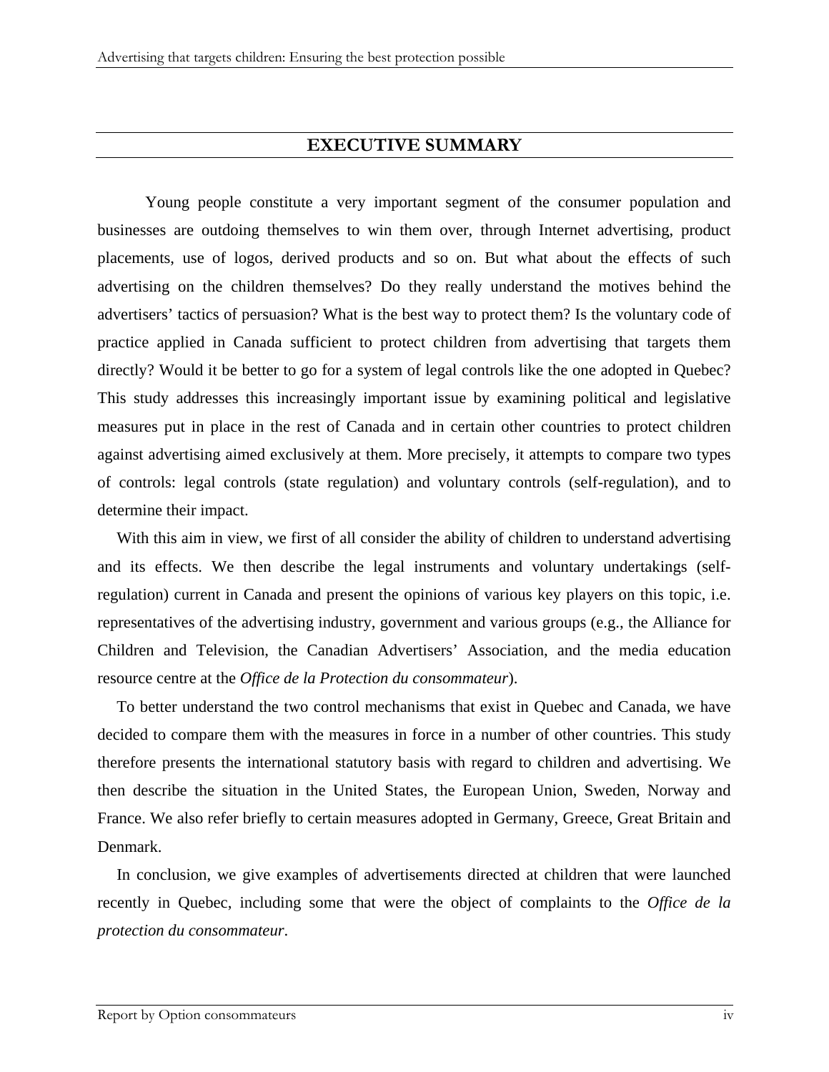## EXECUTIVE SUMMARY

Young people constitute a very important segment of the consumer population and businesses are outdoing themselves to win them over, through Internet advertising, product placements, use of logos, derived products and so on. But what about the effects of such advertising on the children themselves? Do they really understand the motives behind the advertisers' tactics of persuasion? What is the best way to protect them? Is the voluntary code of practice applied in Canada sufficient to protect children from advertising that targets them directly? Would it be better to go for a system of legal controls like the one adopted in Quebec? This study addresses this increasingly important issue by examining political and legislative measures put in place in the rest of Canada and in certain other countries to protect children against advertising aimed exclusively at them. More precisely, it attempts to compare two types of controls: legal controls (state regulation) and voluntary controls (self-regulation), and to determine their impact.

With this aim in view, we first of all consider the ability of children to understand advertising and its effects. We then describe the legal instruments and voluntary undertakings (self-regulation) current in Canada and present the opinions of various key players on this topic, i.e. representatives of the advertising industry, government and various groups (e.g., the Alliance for Children and Television, the Canadian Advertisers' Association, and the media education resource centre at the *Office de la Protection du consommateur*).

To better understand the two control mechanisms that exist in Quebec and Canada, we have decided to compare them with the measures in force in a number of other countries. This study therefore presents the international statutory basis with regard to children and advertising. We then describe the situation in the United States, the European Union, Sweden, Norway and France. We also refer briefly to certain measures adopted in Germany, Greece, Great Britain and Denmark.

In conclusion, we give examples of advertisements directed at children that were launched recently in Quebec, including some that were the object of complaints to the *Office de la protection du consommateur*.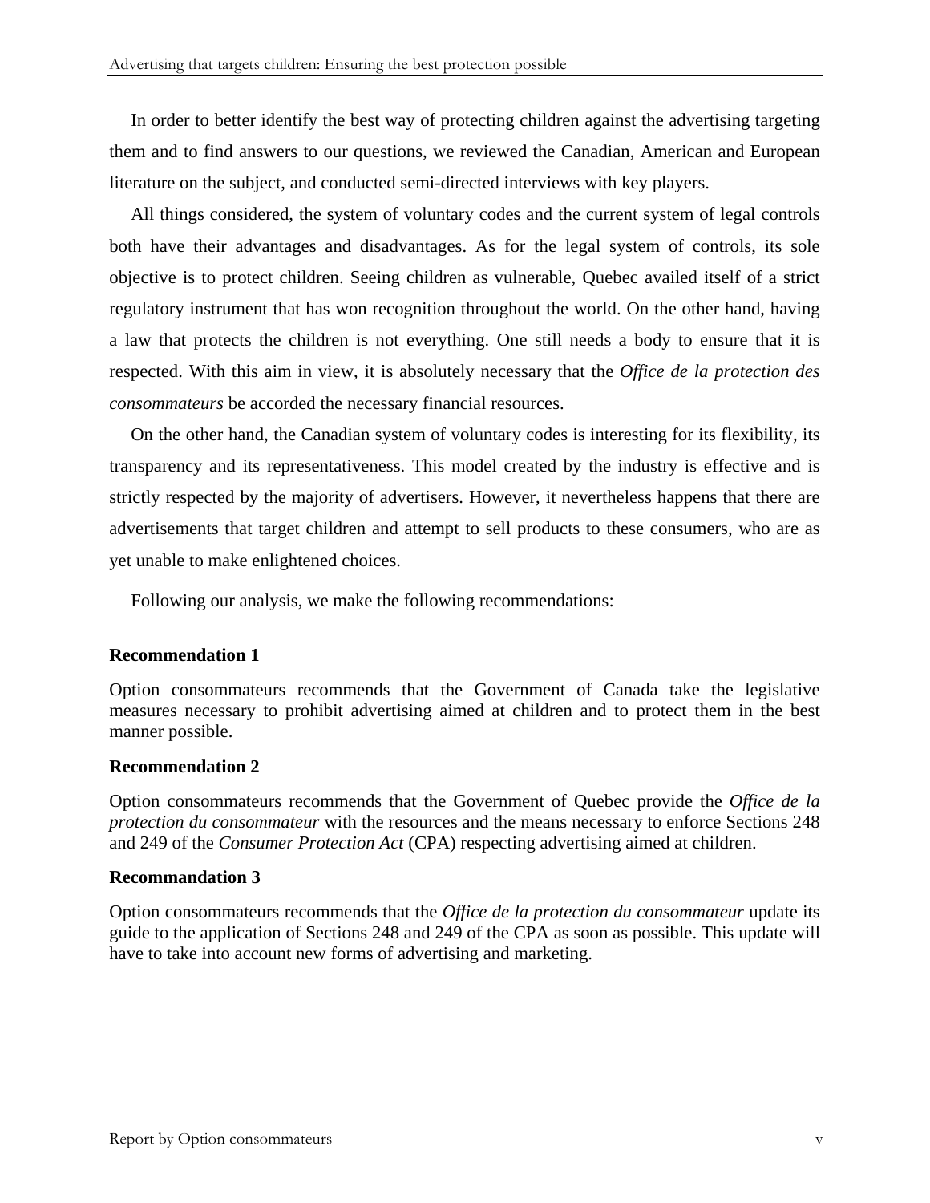In order to better identify the best way of protecting children against the advertising targeting them and to find answers to our questions, we reviewed the Canadian, American and European literature on the subject, and conducted semi-directed interviews with key players.

All things considered, the system of voluntary codes and the current system of legal controls both have their advantages and disadvantages. As for the legal system of controls, its sole objective is to protect children. Seeing children as vulnerable, Quebec availed itself of a strict regulatory instrument that has won recognition throughout the world. On the other hand, having a law that protects the children is not everything. One still needs a body to ensure that it is respected. With this aim in view, it is absolutely necessary that the *Office de la protection des consommateurs* be accorded the necessary financial resources.

On the other hand, the Canadian system of voluntary codes is interesting for its flexibility, its transparency and its representativeness. This model created by the industry is effective and is strictly respected by the majority of advertisers. However, it nevertheless happens that there are advertisements that target children and attempt to sell products to these consumers, who are as yet unable to make enlightened choices.

Following our analysis, we make the following recommendations:

**Recommendation 1**

Option consommateurs recommends that the Government of Canada take the legislative measures necessary to prohibit advertising aimed at children and to protect them in the best manner possible.

**Recommendation 2**

Option consommateurs recommends that the Government of Quebec provide the *Office de la protection du consommateur* with the resources and the means necessary to enforce Sections 248 and 249 of the *Consumer Protection Act* (CPA) respecting advertising aimed at children.

**Recommandation 3**

Option consommateurs recommends that the *Office de la protection du consommateur* update its guide to the application of Sections 248 and 249 of the CPA as soon as possible. This update will have to take into account new forms of advertising and marketing.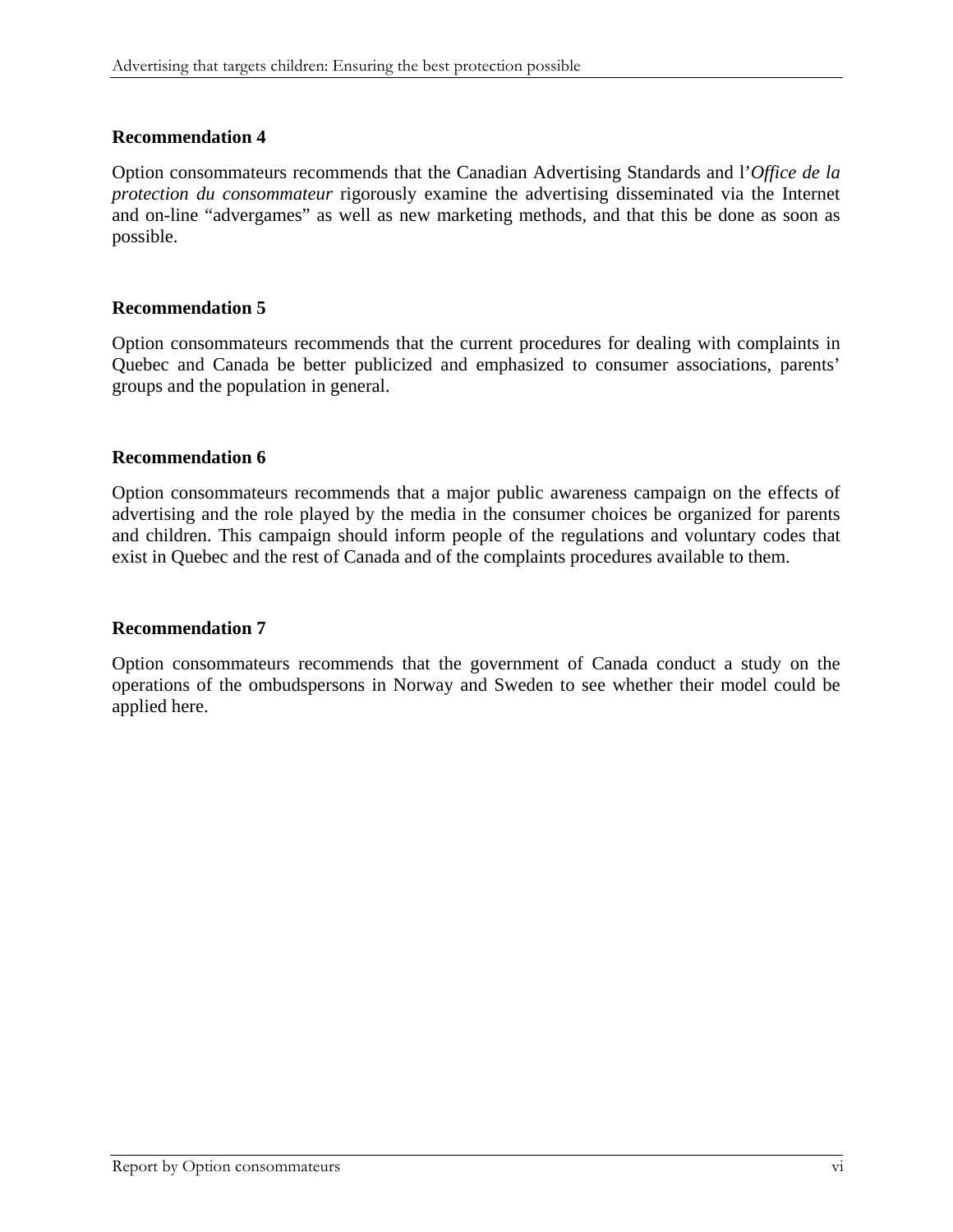**Recommendation 4**

Option consommateurs recommends that the Canadian Advertising Standards and l'*Office de la protection du consommateur* rigorously examine the advertising disseminated via the Internet and on-line "advergames" as well as new marketing methods, and that this be done as soon as possible.

**Recommendation 5**

Option consommateurs recommends that the current procedures for dealing with complaints in Quebec and Canada be better publicized and emphasized to consumer associations, parents' groups and the population in general.

**Recommendation 6**

Option consommateurs recommends that a major public awareness campaign on the effects of advertising and the role played by the media in the consumer choices be organized for parents and children. This campaign should inform people of the regulations and voluntary codes that exist in Quebec and the rest of Canada and of the complaints procedures available to them.

**Recommendation 7**

Option consommateurs recommends that the government of Canada conduct a study on the operations of the ombudspersons in Norway and Sweden to see whether their model could be applied here.